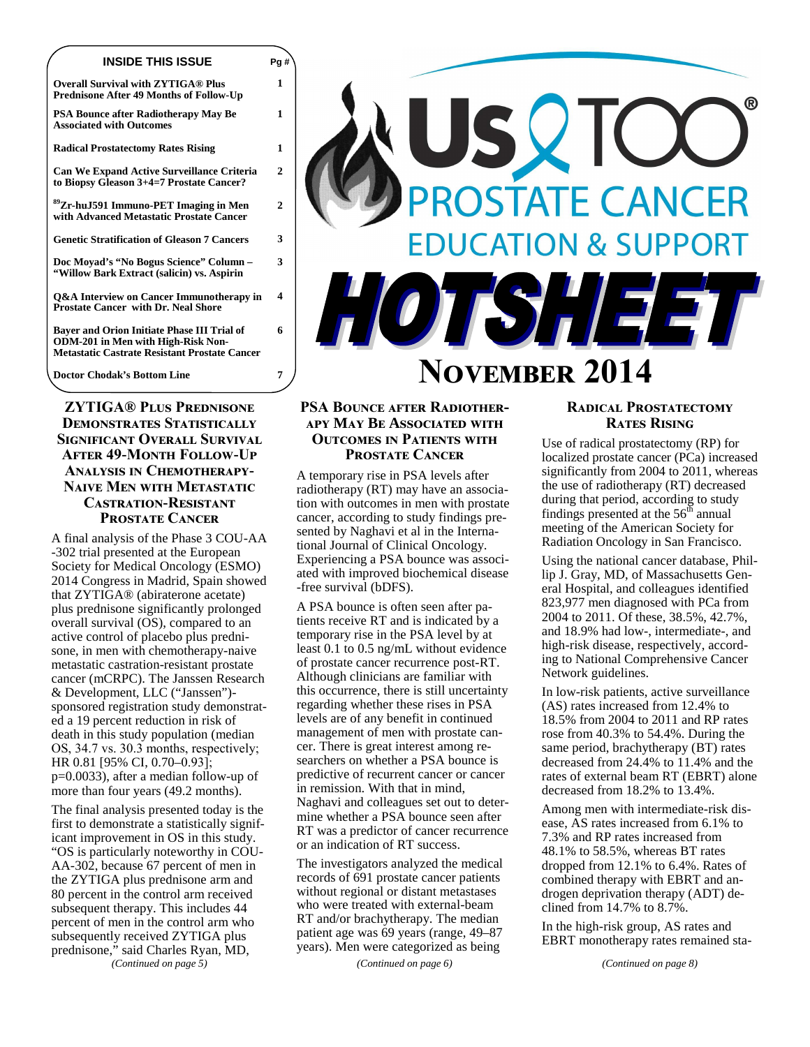# Us TOO® PROSTATE CANCER EDUCATION & SUPPORT HOTSHEET

## November 2014

| INSIDE THIS ISSUE | Pg # |
|---|---|
| **Overall Survival with ZYTIGA® Plus Prednisone After 49 Months of Follow-Up** | 1 |
| **PSA Bounce after Radiotherapy May Be Associated with Outcomes** | 1 |
| **Radical Prostatectomy Rates Rising** | 1 |
| **Can We Expand Active Surveillance Criteria to Biopsy Gleason 3+4=7 Prostate Cancer?** | 2 |
| **[89]Zr-huJ591 Immuno-PET Imaging in Men with Advanced Metastatic Prostate Cancer** | 2 |
| **Genetic Stratification of Gleason 7 Cancers** | 3 |
| **Doc Moyad's "No Bogus Science" Column – "Willow Bark Extract (salicin) vs. Aspirin** | 3 |
| **Q&A Interview on Cancer Immunotherapy in Prostate Cancer with Dr. Neal Shore** | 4 |
| **Bayer and Orion Initiate Phase III Trial of ODM-201 in Men with High-Risk Non-Metastatic Castrate Resistant Prostate Cancer** | 6 |
| **Doctor Chodak's Bottom Line** | 7 |

## ZYTIGA® Plus Prednisone Demonstrates Statistically Significant Overall Survival After 49-Month Follow-Up Analysis in Chemotherapy-Naive Men with Metastatic Castration-Resistant Prostate Cancer

A final analysis of the Phase 3 COU-AA-302 trial presented at the European Society for Medical Oncology (ESMO) 2014 Congress in Madrid, Spain showed that ZYTIGA® (abiraterone acetate) plus prednisone significantly prolonged overall survival (OS), compared to an active control of placebo plus prednisone, in men with chemotherapy-naive metastatic castration-resistant prostate cancer (mCRPC). The Janssen Research & Development, LLC ("Janssen")-sponsored registration study demonstrated a 19 percent reduction in risk of death in this study population (median OS, 34.7 vs. 30.3 months, respectively; HR 0.81 [95% CI, 0.70–0.93]; p=0.0033), after a median follow-up of more than four years (49.2 months).

The final analysis presented today is the first to demonstrate a statistically significant improvement in OS in this study. "OS is particularly noteworthy in COU-AA-302, because 67 percent of men in the ZYTIGA plus prednisone arm and 80 percent in the control arm received subsequent therapy. This includes 44 percent of men in the control arm who subsequently received ZYTIGA plus prednisone," said Charles Ryan, MD,

*(Continued on page 5)*

## PSA Bounce after Radiotherapy May Be Associated with Outcomes in Patients with Prostate Cancer

A temporary rise in PSA levels after radiotherapy (RT) may have an association with outcomes in men with prostate cancer, according to study findings presented by Naghavi et al in the International Journal of Clinical Oncology. Experiencing a PSA bounce was associated with improved biochemical disease-free survival (bDFS).

A PSA bounce is often seen after patients receive RT and is indicated by a temporary rise in the PSA level by at least 0.1 to 0.5 ng/mL without evidence of prostate cancer recurrence post-RT. Although clinicians are familiar with this occurrence, there is still uncertainty regarding whether these rises in PSA levels are of any benefit in continued management of men with prostate cancer. There is great interest among researchers on whether a PSA bounce is predictive of recurrent cancer or cancer in remission. With that in mind, Naghavi and colleagues set out to determine whether a PSA bounce seen after RT was a predictor of cancer recurrence or an indication of RT success.

The investigators analyzed the medical records of 691 prostate cancer patients without regional or distant metastases who were treated with external-beam RT and/or brachytherapy. The median patient age was 69 years (range, 49–87 years). Men were categorized as being

*(Continued on page 6)*

## Radical Prostatectomy Rates Rising

Use of radical prostatectomy (RP) for localized prostate cancer (PCa) increased significantly from 2004 to 2011, whereas the use of radiotherapy (RT) decreased during that period, according to study findings presented at the 56th annual meeting of the American Society for Radiation Oncology in San Francisco.

Using the national cancer database, Phillip J. Gray, MD, of Massachusetts General Hospital, and colleagues identified 823,977 men diagnosed with PCa from 2004 to 2011. Of these, 38.5%, 42.7%, and 18.9% had low-, intermediate-, and high-risk disease, respectively, according to National Comprehensive Cancer Network guidelines.

In low-risk patients, active surveillance (AS) rates increased from 12.4% to 18.5% from 2004 to 2011 and RP rates rose from 40.3% to 54.4%. During the same period, brachytherapy (BT) rates decreased from 24.4% to 11.4% and the rates of external beam RT (EBRT) alone decreased from 18.2% to 13.4%.

Among men with intermediate-risk disease, AS rates increased from 6.1% to 7.3% and RP rates increased from 48.1% to 58.5%, whereas BT rates dropped from 12.1% to 6.4%. Rates of combined therapy with EBRT and androgen deprivation therapy (ADT) declined from 14.7% to 8.7%.

In the high-risk group, AS rates and EBRT monotherapy rates remained sta-

*(Continued on page 8)*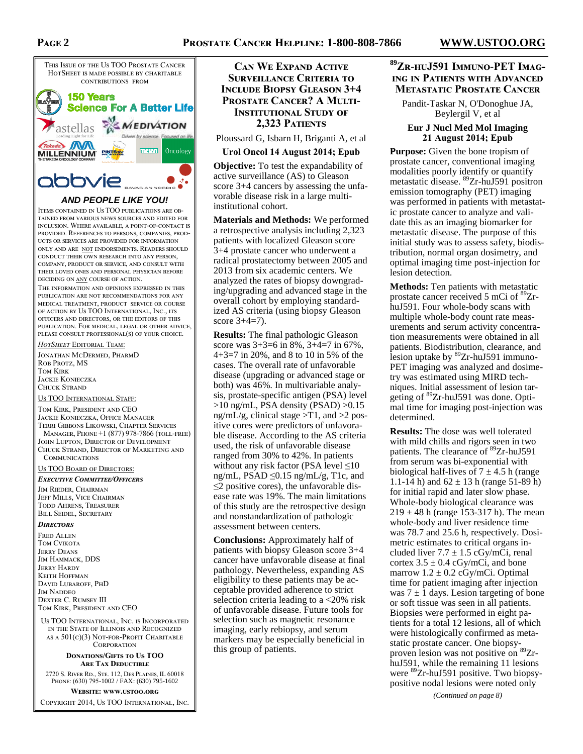This Issue of the Us TOO Prostate Cancer HotSheet is made possible by charitable contributions from

*AND PEOPLE LIKE YOU!*

Items contained in Us TOO publications are obtained from various news sources and edited for inclusion. Where available, a point-of-contact is provided. References to persons, companies, products or services are provided for information only and are NOT endorsements. Readers should conduct their own research into any person, company, product or service, and consult with their loved ones and personal physician before deciding on ANY course of action.

The information and opinions expressed in this publication are not recommendations for any medical treatment, product service or course of action by Us TOO International, Inc., its officers and directors, or the editors of this publication. For medical, legal or other advice, please consult professional(s) of your choice.

*HotSheet* Editorial Team:

Jonathan McDermed, PharmD
Rob Protz, MS
Tom Kirk
Jackie Konieczka
Chuck Strand

Us TOO International Staff:

Tom Kirk, President and CEO
Jackie Konieczka, Office Manager
Terri Gibbons Likowski, Chapter Services Manager, Phone +1 (877) 978-7866 (toll-free)
John Lupton, Director of Development
Chuck Strand, Director of Marketing and Communications

Us TOO Board of Directors:

***Executive Committee/Officers***

Jim Rieder, Chairman
Jeff Mills, Vice Chairman
Todd Ahrens, Treasurer
Bill Seidel, Secretary

***Directors***

Fred Allen
Tom Cvikota
Jerry Deans
Jim Hammack, DDS
Jerry Hardy
Keith Hoffman
David Lubaroff, PhD
Jim Naddeo
Dexter C. Rumsey III
Tom Kirk, President and CEO

Us TOO International, Inc. is Incorporated in the State of Illinois and Recognized as a 501(c)(3) Not-For-Profit Charitable Corporation

**Donations/Gifts to Us TOO Are Tax Deductible**

2720 S. River Rd., Ste. 112, Des Plaines, IL 60018
Phone: (630) 795-1002 / FAX: (630) 795-1602

**Website: www.ustoo.org**

Copyright 2014, Us TOO International, Inc.

## Can We Expand Active Surveillance Criteria to Include Biopsy Gleason 3+4 Prostate Cancer? A Multi-Institutional Study of 2,323 Patients

Ploussard G, Isbarn H, Briganti A, et al

**Urol Oncol 14 August 2014; Epub**

**Objective:** To test the expandability of active surveillance (AS) to Gleason score 3+4 cancers by assessing the unfavorable disease risk in a large multi-institutional cohort.

**Materials and Methods:** We performed a retrospective analysis including 2,323 patients with localized Gleason score 3+4 prostate cancer who underwent a radical prostatectomy between 2005 and 2013 from six academic centers. We analyzed the rates of biopsy downgrading/upgrading and advanced stage in the overall cohort by employing standardized AS criteria (using biopsy Gleason score 3+4=7).

**Results:** The final pathologic Gleason score was 3+3=6 in 8%, 3+4=7 in 67%, 4+3=7 in 20%, and 8 to 10 in 5% of the cases. The overall rate of unfavorable disease (upgrading or advanced stage or both) was 46%. In multivariable analysis, prostate-specific antigen (PSA) level >10 ng/mL, PSA density (PSAD) >0.15 ng/mL/g, clinical stage >T1, and >2 positive cores were predictors of unfavorable disease. According to the AS criteria used, the risk of unfavorable disease ranged from 30% to 42%. In patients without any risk factor (PSA level ≤10 ng/mL, PSAD ≤0.15 ng/mL/g, T1c, and ≤2 positive cores), the unfavorable disease rate was 19%. The main limitations of this study are the retrospective design and nonstandardization of pathologic assessment between centers.

**Conclusions:** Approximately half of patients with biopsy Gleason score 3+4 cancer have unfavorable disease at final pathology. Nevertheless, expanding AS eligibility to these patients may be acceptable provided adherence to strict selection criteria leading to a <20% risk of unfavorable disease. Future tools for selection such as magnetic resonance imaging, early rebiopsy, and serum markers may be especially beneficial in this group of patients.

## $^{89}$Zr-huJ591 Immuno-PET Imaging in Patients with Advanced Metastatic Prostate Cancer

Pandit-Taskar N, O'Donoghue JA, Beylergil V, et al

**Eur J Nucl Med Mol Imaging 21 August 2014; Epub**

**Purpose:** Given the bone tropism of prostate cancer, conventional imaging modalities poorly identify or quantify metastatic disease. $^{89}$Zr-huJ591 positron emission tomography (PET) imaging was performed in patients with metastatic prostate cancer to analyze and validate this as an imaging biomarker for metastatic disease. The purpose of this initial study was to assess safety, biodistribution, normal organ dosimetry, and optimal imaging time post-injection for lesion detection.

**Methods:** Ten patients with metastatic prostate cancer received 5 mCi of $^{89}$Zr-huJ591. Four whole-body scans with multiple whole-body count rate measurements and serum activity concentration measurements were obtained in all patients. Biodistribution, clearance, and lesion uptake by $^{89}$Zr-huJ591 immuno-PET imaging was analyzed and dosimetry was estimated using MIRD techniques. Initial assessment of lesion targeting of $^{89}$Zr-huJ591 was done. Optimal time for imaging post-injection was determined.

**Results:** The dose was well tolerated with mild chills and rigors seen in two patients. The clearance of $^{89}$Zr-huJ591 from serum was bi-exponential with biological half-lives of 7 ± 4.5 h (range 1.1-14 h) and 62 ± 13 h (range 51-89 h) for initial rapid and later slow phase. Whole-body biological clearance was 219 ± 48 h (range 153-317 h). The mean whole-body and liver residence time was 78.7 and 25.6 h, respectively. Dosimetric estimates to critical organs included liver 7.7 ± 1.5 cGy/mCi, renal cortex 3.5 ± 0.4 cGy/mCi, and bone marrow 1.2 ± 0.2 cGy/mCi. Optimal time for patient imaging after injection was 7 ± 1 days. Lesion targeting of bone or soft tissue was seen in all patients. Biopsies were performed in eight patients for a total 12 lesions, all of which were histologically confirmed as metastatic prostate cancer. One biopsy-proven lesion was not positive on $^{89}$Zr-huJ591, while the remaining 11 lesions were $^{89}$Zr-huJ591 positive. Two biopsy-positive nodal lesions were noted only

*(Continued on page 8)*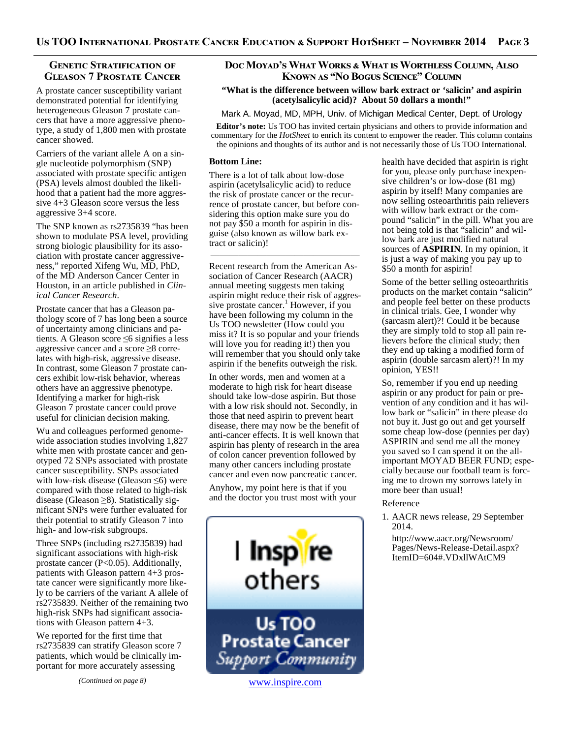## Genetic Stratification of Gleason 7 Prostate Cancer

A prostate cancer susceptibility variant demonstrated potential for identifying heterogeneous Gleason 7 prostate cancers that have a more aggressive phenotype, a study of 1,800 men with prostate cancer showed.

Carriers of the variant allele A on a single nucleotide polymorphism (SNP) associated with prostate specific antigen (PSA) levels almost doubled the likelihood that a patient had the more aggressive 4+3 Gleason score versus the less aggressive 3+4 score.

The SNP known as rs2735839 "has been shown to modulate PSA level, providing strong biologic plausibility for its association with prostate cancer aggressiveness," reported Xifeng Wu, MD, PhD, of the MD Anderson Cancer Center in Houston, in an article published in *Clinical Cancer Research*.

Prostate cancer that has a Gleason pathology score of 7 has long been a source of uncertainty among clinicians and patients. A Gleason score ≤6 signifies a less aggressive cancer and a score ≥8 correlates with high-risk, aggressive disease. In contrast, some Gleason 7 prostate cancers exhibit low-risk behavior, whereas others have an aggressive phenotype. Identifying a marker for high-risk Gleason 7 prostate cancer could prove useful for clinician decision making.

Wu and colleagues performed genome-wide association studies involving 1,827 white men with prostate cancer and genotyped 72 SNPs associated with prostate cancer susceptibility. SNPs associated with low-risk disease (Gleason ≤6) were compared with those related to high-risk disease (Gleason ≥8). Statistically significant SNPs were further evaluated for their potential to stratify Gleason 7 into high- and low-risk subgroups.

Three SNPs (including rs2735839) had significant associations with high-risk prostate cancer ($P<0.05$). Additionally, patients with Gleason pattern 4+3 prostate cancer were significantly more likely to be carriers of the variant A allele of rs2735839. Neither of the remaining two high-risk SNPs had significant associations with Gleason pattern 4+3.

We reported for the first time that rs2735839 can stratify Gleason score 7 patients, which would be clinically important for more accurately assessing

*(Continued on page 8)*

## Doc Moyad's What Works & What is Worthless Column, Also Known as "No Bogus Science" Column

**"What is the difference between willow bark extract or 'salicin' and aspirin (acetylsalicylic acid)? About 50 dollars a month!"**

Mark A. Moyad, MD, MPH, Univ. of Michigan Medical Center, Dept. of Urology

**Editor's note:** Us TOO has invited certain physicians and others to provide information and commentary for the *HotSheet* to enrich its content to empower the reader. This column contains the opinions and thoughts of its author and is not necessarily those of Us TOO International.

**Bottom Line:**

There is a lot of talk about low-dose aspirin (acetylsalicylic acid) to reduce the risk of prostate cancer or the recurrence of prostate cancer, but before considering this option make sure you do not pay $50 a month for aspirin in disguise (also known as willow bark extract or salicin)!

---

Recent research from the American Association of Cancer Research (AACR) annual meeting suggests men taking aspirin might reduce their risk of aggressive prostate cancer.[1] However, if you have been following my column in the Us TOO newsletter (How could you miss it? It is so popular and your friends will love you for reading it!) then you will remember that you should only take aspirin if the benefits outweigh the risk.

In other words, men and women at a moderate to high risk for heart disease should take low-dose aspirin. But those with a low risk should not. Secondly, in those that need aspirin to prevent heart disease, there may now be the benefit of anti-cancer effects. It is well known that aspirin has plenty of research in the area of colon cancer prevention followed by many other cancers including prostate cancer and even now pancreatic cancer.

Anyhow, my point here is that if you and the doctor you trust most with your health have decided that aspirin is right for you, please only purchase inexpensive children's or low-dose (81 mg) aspirin by itself! Many companies are now selling osteoarthritis pain relievers with willow bark extract or the compound "salicin" in the pill. What you are not being told is that "salicin" and willow bark are just modified natural sources of **ASPIRIN**. In my opinion, it is just a way of making you pay up to $50 a month for aspirin!

Some of the better selling osteoarthritis products on the market contain "salicin" and people feel better on these products in clinical trials. Gee, I wonder why (sarcasm alert)?! Could it be because they are simply told to stop all pain relievers before the clinical study; then they end up taking a modified form of aspirin (double sarcasm alert)?! In my opinion, YES!!

So, remember if you end up needing aspirin or any product for pain or prevention of any condition and it has willow bark or "salicin" in there please do not buy it. Just go out and get yourself some cheap low-dose (pennies per day) ASPIRIN and send me all the money you saved so I can spend it on the all-important MOYAD BEER FUND; especially because our football team is forcing me to drown my sorrows lately in more beer than usual!

Reference

1. AACR news release, 29 September 2014.
   http://www.aacr.org/Newsroom/Pages/News-Release-Detail.aspx?ItemID=604#.VDxllWAtCM9

I Inspire others

Us TOO Prostate Cancer Support Community

www.inspire.com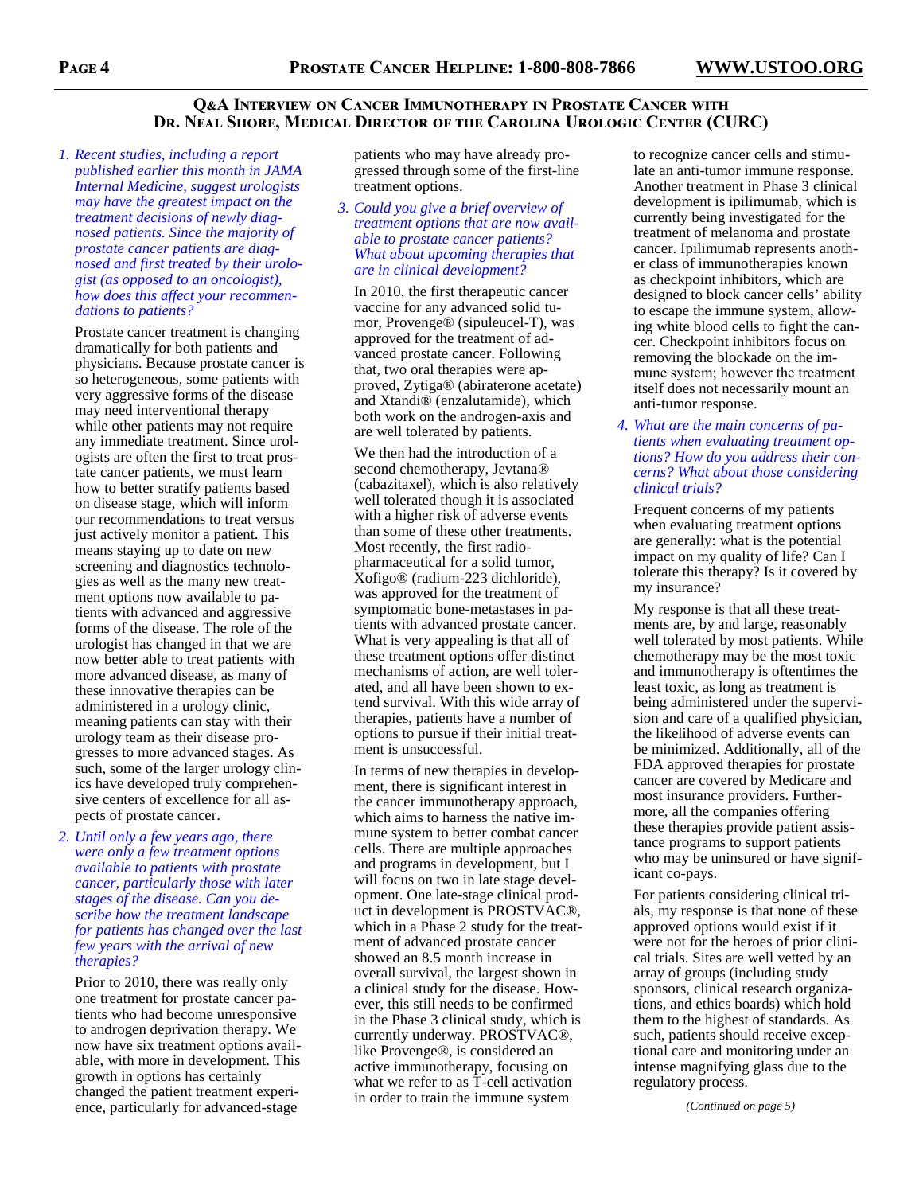## Q&A Interview on Cancer Immunotherapy in Prostate Cancer with Dr. Neal Shore, Medical Director of the Carolina Urologic Center (CURC)

*1. Recent studies, including a report published earlier this month in JAMA Internal Medicine, suggest urologists may have the greatest impact on the treatment decisions of newly diagnosed patients. Since the majority of prostate cancer patients are diagnosed and first treated by their urologist (as opposed to an oncologist), how does this affect your recommendations to patients?*

Prostate cancer treatment is changing dramatically for both patients and physicians. Because prostate cancer is so heterogeneous, some patients with very aggressive forms of the disease may need interventional therapy while other patients may not require any immediate treatment. Since urologists are often the first to treat prostate cancer patients, we must learn how to better stratify patients based on disease stage, which will inform our recommendations to treat versus just actively monitor a patient. This means staying up to date on new screening and diagnostics technologies as well as the many new treatment options now available to patients with advanced and aggressive forms of the disease. The role of the urologist has changed in that we are now better able to treat patients with more advanced disease, as many of these innovative therapies can be administered in a urology clinic, meaning patients can stay with their urology team as their disease progresses to more advanced stages. As such, some of the larger urology clinics have developed truly comprehensive centers of excellence for all aspects of prostate cancer.

*2. Until only a few years ago, there were only a few treatment options available to patients with prostate cancer, particularly those with later stages of the disease. Can you describe how the treatment landscape for patients has changed over the last few years with the arrival of new therapies?*

Prior to 2010, there was really only one treatment for prostate cancer patients who had become unresponsive to androgen deprivation therapy. We now have six treatment options available, with more in development. This growth in options has certainly changed the patient treatment experience, particularly for advanced-stage patients who may have already progressed through some of the first-line treatment options.

*3. Could you give a brief overview of treatment options that are now available to prostate cancer patients? What about upcoming therapies that are in clinical development?*

In 2010, the first therapeutic cancer vaccine for any advanced solid tumor, Provenge® (sipuleucel-T), was approved for the treatment of advanced prostate cancer. Following that, two oral therapies were approved, Zytiga® (abiraterone acetate) and Xtandi® (enzalutamide), which both work on the androgen-axis and are well tolerated by patients.

We then had the introduction of a second chemotherapy, Jevtana® (cabazitaxel), which is also relatively well tolerated though it is associated with a higher risk of adverse events than some of these other treatments. Most recently, the first radiopharmaceutical for a solid tumor, Xofigo® (radium-223 dichloride), was approved for the treatment of symptomatic bone-metastases in patients with advanced prostate cancer. What is very appealing is that all of these treatment options offer distinct mechanisms of action, are well tolerated, and all have been shown to extend survival. With this wide array of therapies, patients have a number of options to pursue if their initial treatment is unsuccessful.

In terms of new therapies in development, there is significant interest in the cancer immunotherapy approach, which aims to harness the native immune system to better combat cancer cells. There are multiple approaches and programs in development, but I will focus on two in late stage development. One late-stage clinical product in development is PROSTVAC®, which in a Phase 2 study for the treatment of advanced prostate cancer showed an 8.5 month increase in overall survival, the largest shown in a clinical study for the disease. However, this still needs to be confirmed in the Phase 3 clinical study, which is currently underway. PROSTVAC®, like Provenge®, is considered an active immunotherapy, focusing on what we refer to as T-cell activation in order to train the immune system to recognize cancer cells and stimulate an anti-tumor immune response. Another treatment in Phase 3 clinical development is ipilimumab, which is currently being investigated for the treatment of melanoma and prostate cancer. Ipilimumab represents another class of immunotherapies known as checkpoint inhibitors, which are designed to block cancer cells' ability to escape the immune system, allowing white blood cells to fight the cancer. Checkpoint inhibitors focus on removing the blockade on the immune system; however the treatment itself does not necessarily mount an anti-tumor response.

*4. What are the main concerns of patients when evaluating treatment options? How do you address their concerns? What about those considering clinical trials?*

Frequent concerns of my patients when evaluating treatment options are generally: what is the potential impact on my quality of life? Can I tolerate this therapy? Is it covered by my insurance?

My response is that all these treatments are, by and large, reasonably well tolerated by most patients. While chemotherapy may be the most toxic and immunotherapy is oftentimes the least toxic, as long as treatment is being administered under the supervision and care of a qualified physician, the likelihood of adverse events can be minimized. Additionally, all of the FDA approved therapies for prostate cancer are covered by Medicare and most insurance providers. Furthermore, all the companies offering these therapies provide patient assistance programs to support patients who may be uninsured or have significant co-pays.

For patients considering clinical trials, my response is that none of these approved options would exist if it were not for the heroes of prior clinical trials. Sites are well vetted by an array of groups (including study sponsors, clinical research organizations, and ethics boards) which hold them to the highest of standards. As such, patients should receive exceptional care and monitoring under an intense magnifying glass due to the regulatory process.

*(Continued on page 5)*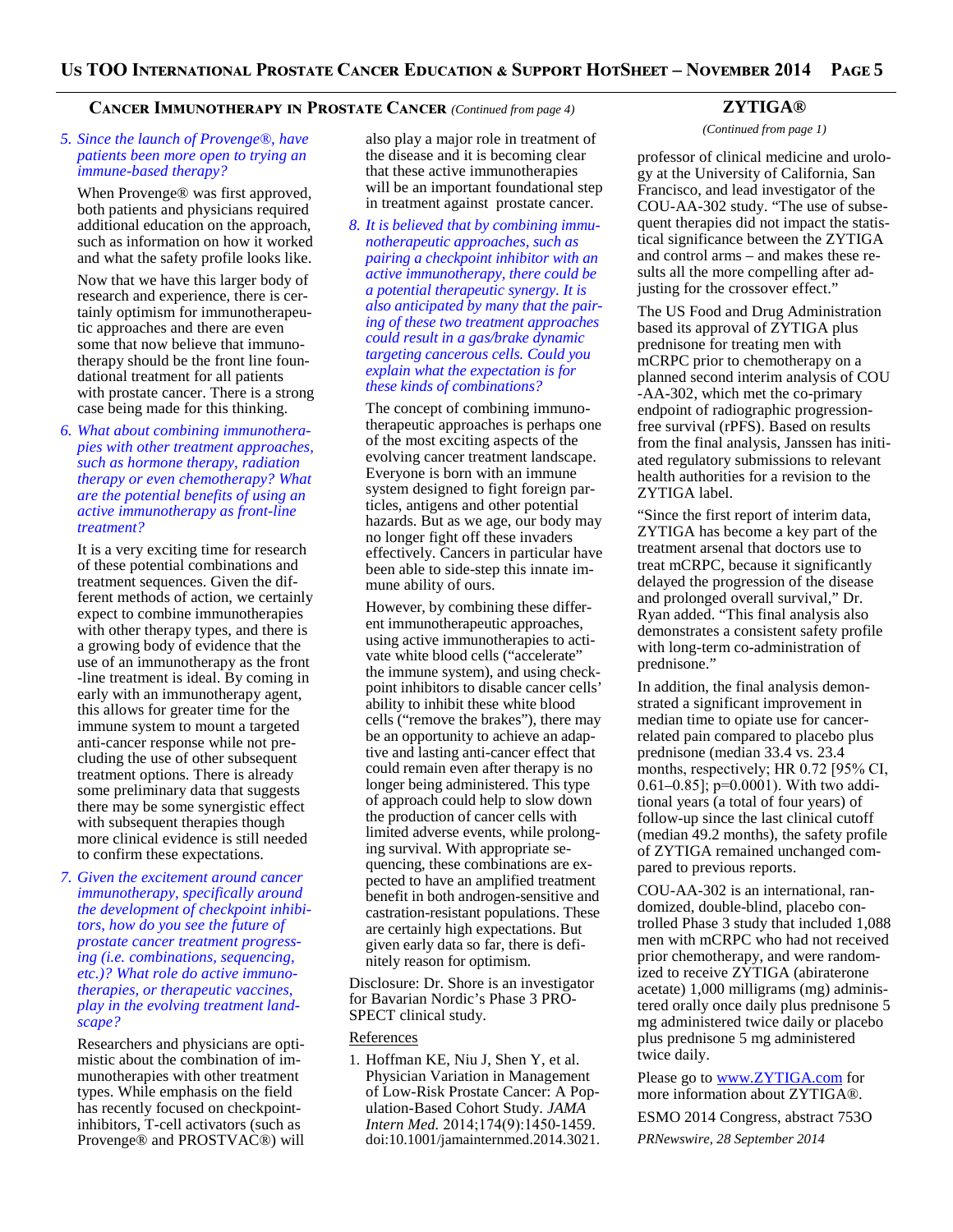## Cancer Immunotherapy in Prostate Cancer *(Continued from page 4)*

*5. Since the launch of Provenge®, have patients been more open to trying an immune-based therapy?*

When Provenge® was first approved, both patients and physicians required additional education on the approach, such as information on how it worked and what the safety profile looks like.

Now that we have this larger body of research and experience, there is certainly optimism for immunotherapeutic approaches and there are even some that now believe that immunotherapy should be the front line foundational treatment for all patients with prostate cancer. There is a strong case being made for this thinking.

*6. What about combining immunotherapies with other treatment approaches, such as hormone therapy, radiation therapy or even chemotherapy? What are the potential benefits of using an active immunotherapy as front-line treatment?*

It is a very exciting time for research of these potential combinations and treatment sequences. Given the different methods of action, we certainly expect to combine immunotherapies with other therapy types, and there is a growing body of evidence that the use of an immunotherapy as the front-line treatment is ideal. By coming in early with an immunotherapy agent, this allows for greater time for the immune system to mount a targeted anti-cancer response while not precluding the use of other subsequent treatment options. There is already some preliminary data that suggests there may be some synergistic effect with subsequent therapies though more clinical evidence is still needed to confirm these expectations.

*7. Given the excitement around cancer immunotherapy, specifically around the development of checkpoint inhibitors, how do you see the future of prostate cancer treatment progressing (i.e. combinations, sequencing, etc.)? What role do active immunotherapies, or therapeutic vaccines, play in the evolving treatment landscape?*

Researchers and physicians are optimistic about the combination of immunotherapies with other treatment types. While emphasis on the field has recently focused on checkpoint-inhibitors, T-cell activators (such as Provenge® and PROSTVAC®) will also play a major role in treatment of the disease and it is becoming clear that these active immunotherapies will be an important foundational step in treatment against prostate cancer.

*8. It is believed that by combining immunotherapeutic approaches, such as pairing a checkpoint inhibitor with an active immunotherapy, there could be a potential therapeutic synergy. It is also anticipated by many that the pairing of these two treatment approaches could result in a gas/brake dynamic targeting cancerous cells. Could you explain what the expectation is for these kinds of combinations?*

The concept of combining immunotherapeutic approaches is perhaps one of the most exciting aspects of the evolving cancer treatment landscape. Everyone is born with an immune system designed to fight foreign particles, antigens and other potential hazards. But as we age, our body may no longer fight off these invaders effectively. Cancers in particular have been able to side-step this innate immune ability of ours.

However, by combining these different immunotherapeutic approaches, using active immunotherapies to activate white blood cells ("accelerate" the immune system), and using checkpoint inhibitors to disable cancer cells' ability to inhibit these white blood cells ("remove the brakes"), there may be an opportunity to achieve an adaptive and lasting anti-cancer effect that could remain even after therapy is no longer being administered. This type of approach could help to slow down the production of cancer cells with limited adverse events, while prolonging survival. With appropriate sequencing, these combinations are expected to have an amplified treatment benefit in both androgen-sensitive and castration-resistant populations. These are certainly high expectations. But given early data so far, there is definitely reason for optimism.

Disclosure: Dr. Shore is an investigator for Bavarian Nordic's Phase 3 PROSPECT clinical study.

References

1. Hoffman KE, Niu J, Shen Y, et al. Physician Variation in Management of Low-Risk Prostate Cancer: A Population-Based Cohort Study. *JAMA Intern Med.* 2014;174(9):1450-1459. doi:10.1001/jamainternmed.2014.3021.

## ZYTIGA®

*(Continued from page 1)*

professor of clinical medicine and urology at the University of California, San Francisco, and lead investigator of the COU-AA-302 study. "The use of subsequent therapies did not impact the statistical significance between the ZYTIGA and control arms – and makes these results all the more compelling after adjusting for the crossover effect."

The US Food and Drug Administration based its approval of ZYTIGA plus prednisone for treating men with mCRPC prior to chemotherapy on a planned second interim analysis of COU-AA-302, which met the co-primary endpoint of radiographic progression-free survival (rPFS). Based on results from the final analysis, Janssen has initiated regulatory submissions to relevant health authorities for a revision to the ZYTIGA label.

"Since the first report of interim data, ZYTIGA has become a key part of the treatment arsenal that doctors use to treat mCRPC, because it significantly delayed the progression of the disease and prolonged overall survival," Dr. Ryan added. "This final analysis also demonstrates a consistent safety profile with long-term co-administration of prednisone."

In addition, the final analysis demonstrated a significant improvement in median time to opiate use for cancer-related pain compared to placebo plus prednisone (median 33.4 vs. 23.4 months, respectively; HR 0.72 [95% CI, 0.61–0.85]; p=0.0001). With two additional years (a total of four years) of follow-up since the last clinical cutoff (median 49.2 months), the safety profile of ZYTIGA remained unchanged compared to previous reports.

COU-AA-302 is an international, randomized, double-blind, placebo controlled Phase 3 study that included 1,088 men with mCRPC who had not received prior chemotherapy, and were randomized to receive ZYTIGA (abiraterone acetate) 1,000 milligrams (mg) administered orally once daily plus prednisone 5 mg administered twice daily or placebo plus prednisone 5 mg administered twice daily.

Please go to www.ZYTIGA.com for more information about ZYTIGA®.

ESMO 2014 Congress, abstract 753O

*PRNewswire, 28 September 2014*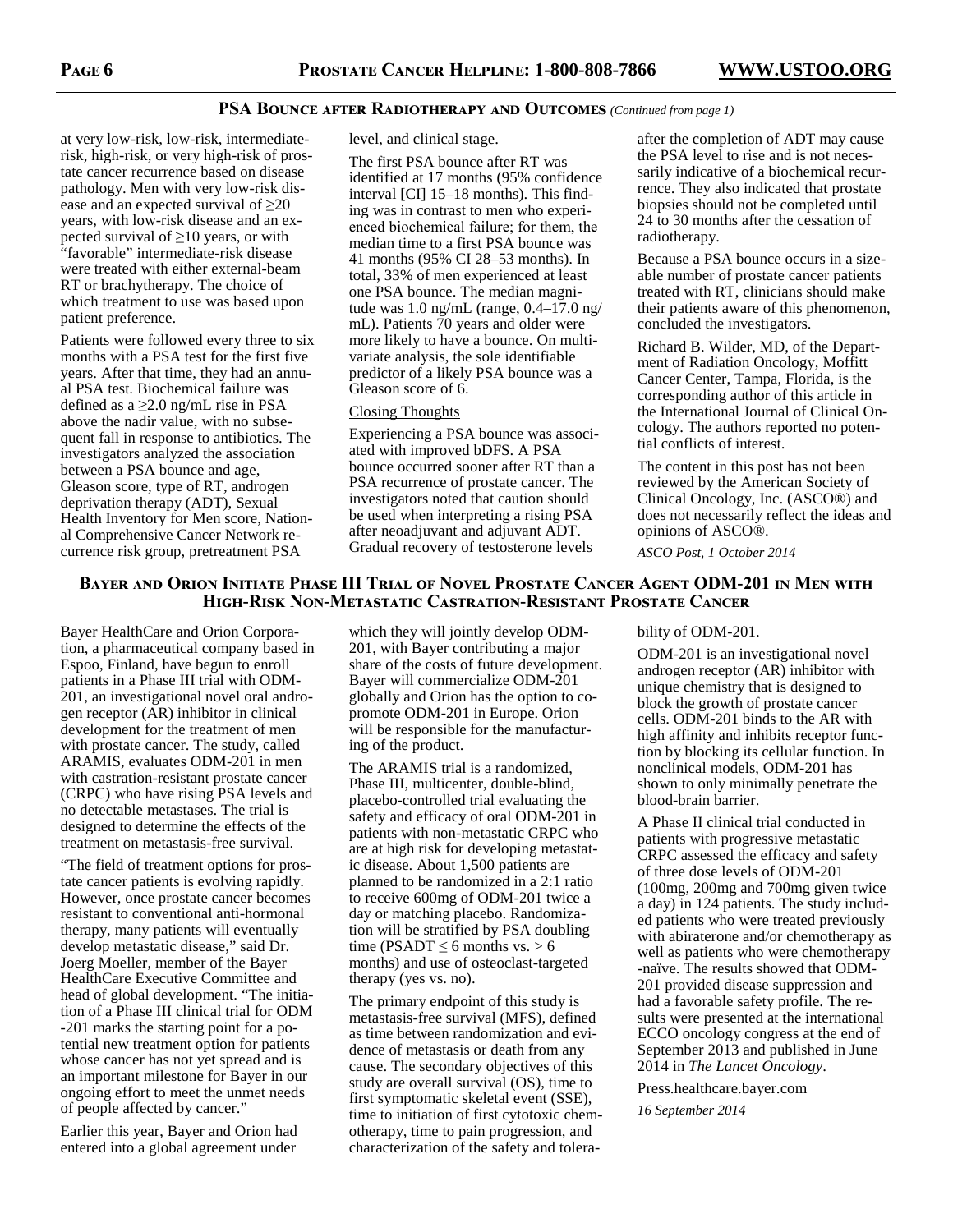## PSA Bounce after Radiotherapy and Outcomes *(Continued from page 1)*

at very low-risk, low-risk, intermediate-risk, high-risk, or very high-risk of prostate cancer recurrence based on disease pathology. Men with very low-risk disease and an expected survival of ≥20 years, with low-risk disease and an expected survival of ≥10 years, or with "favorable" intermediate-risk disease were treated with either external-beam RT or brachytherapy. The choice of which treatment to use was based upon patient preference.

Patients were followed every three to six months with a PSA test for the first five years. After that time, they had an annual PSA test. Biochemical failure was defined as a ≥2.0 ng/mL rise in PSA above the nadir value, with no subsequent fall in response to antibiotics. The investigators analyzed the association between a PSA bounce and age, Gleason score, type of RT, androgen deprivation therapy (ADT), Sexual Health Inventory for Men score, National Comprehensive Cancer Network recurrence risk group, pretreatment PSA level, and clinical stage.

The first PSA bounce after RT was identified at 17 months (95% confidence interval [CI] 15–18 months). This finding was in contrast to men who experienced biochemical failure; for them, the median time to a first PSA bounce was 41 months (95% CI 28–53 months). In total, 33% of men experienced at least one PSA bounce. The median magnitude was 1.0 ng/mL (range, 0.4–17.0 ng/mL). Patients 70 years and older were more likely to have a bounce. On multivariate analysis, the sole identifiable predictor of a likely PSA bounce was a Gleason score of 6.

### Closing Thoughts

Experiencing a PSA bounce was associated with improved bDFS. A PSA bounce occurred sooner after RT than a PSA recurrence of prostate cancer. The investigators noted that caution should be used when interpreting a rising PSA after neoadjuvant and adjuvant ADT. Gradual recovery of testosterone levels after the completion of ADT may cause the PSA level to rise and is not necessarily indicative of a biochemical recurrence. They also indicated that prostate biopsies should not be completed until 24 to 30 months after the cessation of radiotherapy.

Because a PSA bounce occurs in a sizeable number of prostate cancer patients treated with RT, clinicians should make their patients aware of this phenomenon, concluded the investigators.

Richard B. Wilder, MD, of the Department of Radiation Oncology, Moffitt Cancer Center, Tampa, Florida, is the corresponding author of this article in the International Journal of Clinical Oncology. The authors reported no potential conflicts of interest.

The content in this post has not been reviewed by the American Society of Clinical Oncology, Inc. (ASCO®) and does not necessarily reflect the ideas and opinions of ASCO®.

*ASCO Post, 1 October 2014*

## Bayer and Orion Initiate Phase III Trial of Novel Prostate Cancer Agent ODM-201 in Men with High-Risk Non-Metastatic Castration-Resistant Prostate Cancer

Bayer HealthCare and Orion Corporation, a pharmaceutical company based in Espoo, Finland, have begun to enroll patients in a Phase III trial with ODM-201, an investigational novel oral androgen receptor (AR) inhibitor in clinical development for the treatment of men with prostate cancer. The study, called ARAMIS, evaluates ODM-201 in men with castration-resistant prostate cancer (CRPC) who have rising PSA levels and no detectable metastases. The trial is designed to determine the effects of the treatment on metastasis-free survival.

"The field of treatment options for prostate cancer patients is evolving rapidly. However, once prostate cancer becomes resistant to conventional anti-hormonal therapy, many patients will eventually develop metastatic disease," said Dr. Joerg Moeller, member of the Bayer HealthCare Executive Committee and head of global development. "The initiation of a Phase III clinical trial for ODM-201 marks the starting point for a potential new treatment option for patients whose cancer has not yet spread and is an important milestone for Bayer in our ongoing effort to meet the unmet needs of people affected by cancer."

Earlier this year, Bayer and Orion had entered into a global agreement under which they will jointly develop ODM-201, with Bayer contributing a major share of the costs of future development. Bayer will commercialize ODM-201 globally and Orion has the option to co-promote ODM-201 in Europe. Orion will be responsible for the manufacturing of the product.

The ARAMIS trial is a randomized, Phase III, multicenter, double-blind, placebo-controlled trial evaluating the safety and efficacy of oral ODM-201 in patients with non-metastatic CRPC who are at high risk for developing metastatic disease. About 1,500 patients are planned to be randomized in a 2:1 ratio to receive 600mg of ODM-201 twice a day or matching placebo. Randomization will be stratified by PSA doubling time (PSADT ≤ 6 months vs. > 6 months) and use of osteoclast-targeted therapy (yes vs. no).

The primary endpoint of this study is metastasis-free survival (MFS), defined as time between randomization and evidence of metastasis or death from any cause. The secondary objectives of this study are overall survival (OS), time to first symptomatic skeletal event (SSE), time to initiation of first cytotoxic chemotherapy, time to pain progression, and characterization of the safety and tolerability of ODM-201.

ODM-201 is an investigational novel androgen receptor (AR) inhibitor with unique chemistry that is designed to block the growth of prostate cancer cells. ODM-201 binds to the AR with high affinity and inhibits receptor function by blocking its cellular function. In nonclinical models, ODM-201 has shown to only minimally penetrate the blood-brain barrier.

A Phase II clinical trial conducted in patients with progressive metastatic CRPC assessed the efficacy and safety of three dose levels of ODM-201 (100mg, 200mg and 700mg given twice a day) in 124 patients. The study included patients who were treated previously with abiraterone and/or chemotherapy as well as patients who were chemotherapy-naïve. The results showed that ODM-201 provided disease suppression and had a favorable safety profile. The results were presented at the international ECCO oncology congress at the end of September 2013 and published in June 2014 in *The Lancet Oncology*.

Press.healthcare.bayer.com

*16 September 2014*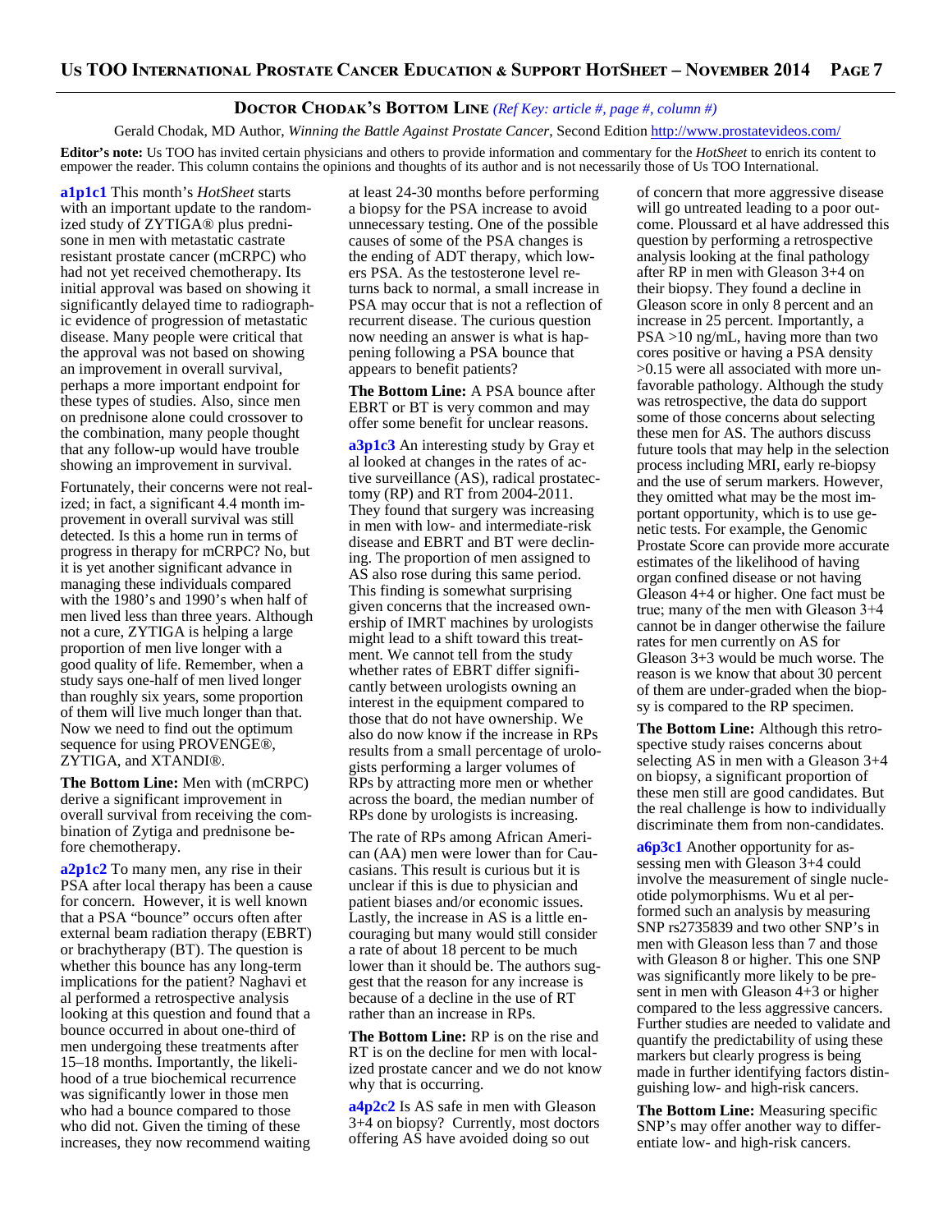## Doctor Chodak's Bottom Line *(Ref Key: article #, page #, column #)*

Gerald Chodak, MD Author, *Winning the Battle Against Prostate Cancer*, Second Edition http://www.prostatevideos.com/

**Editor's note:** Us TOO has invited certain physicians and others to provide information and commentary for the *HotSheet* to enrich its content to empower the reader. This column contains the opinions and thoughts of its author and is not necessarily those of Us TOO International.

**a1p1c1** This month's *HotSheet* starts with an important update to the randomized study of ZYTIGA® plus prednisone in men with metastatic castrate resistant prostate cancer (mCRPC) who had not yet received chemotherapy. Its initial approval was based on showing it significantly delayed time to radiographic evidence of progression of metastatic disease. Many people were critical that the approval was not based on showing an improvement in overall survival, perhaps a more important endpoint for these types of studies. Also, since men on prednisone alone could crossover to the combination, many people thought that any follow-up would have trouble showing an improvement in survival.

Fortunately, their concerns were not realized; in fact, a significant 4.4 month improvement in overall survival was still detected. Is this a home run in terms of progress in therapy for mCRPC? No, but it is yet another significant advance in managing these individuals compared with the 1980's and 1990's when half of men lived less than three years. Although not a cure, ZYTIGA is helping a large proportion of men live longer with a good quality of life. Remember, when a study says one-half of men lived longer than roughly six years, some proportion of them will live much longer than that. Now we need to find out the optimum sequence for using PROVENGE®, ZYTIGA, and XTANDI®.

**The Bottom Line:** Men with (mCRPC) derive a significant improvement in overall survival from receiving the combination of Zytiga and prednisone before chemotherapy.

**a2p1c2** To many men, any rise in their PSA after local therapy has been a cause for concern. However, it is well known that a PSA "bounce" occurs often after external beam radiation therapy (EBRT) or brachytherapy (BT). The question is whether this bounce has any long-term implications for the patient? Naghavi et al performed a retrospective analysis looking at this question and found that a bounce occurred in about one-third of men undergoing these treatments after 15–18 months. Importantly, the likelihood of a true biochemical recurrence was significantly lower in those men who had a bounce compared to those who did not. Given the timing of these increases, they now recommend waiting at least 24-30 months before performing a biopsy for the PSA increase to avoid unnecessary testing. One of the possible causes of some of the PSA changes is the ending of ADT therapy, which lowers PSA. As the testosterone level returns back to normal, a small increase in PSA may occur that is not a reflection of recurrent disease. The curious question now needing an answer is what is happening following a PSA bounce that appears to benefit patients?

**The Bottom Line:** A PSA bounce after EBRT or BT is very common and may offer some benefit for unclear reasons.

**a3p1c3** An interesting study by Gray et al looked at changes in the rates of active surveillance (AS), radical prostatectomy (RP) and RT from 2004-2011. They found that surgery was increasing in men with low- and intermediate-risk disease and EBRT and BT were declining. The proportion of men assigned to AS also rose during this same period. This finding is somewhat surprising given concerns that the increased ownership of IMRT machines by urologists might lead to a shift toward this treatment. We cannot tell from the study whether rates of EBRT differ significantly between urologists owning an interest in the equipment compared to those that do not have ownership. We also do now know if the increase in RPs results from a small percentage of urologists performing a larger volumes of RPs by attracting more men or whether across the board, the median number of RPs done by urologists is increasing.

The rate of RPs among African American (AA) men were lower than for Caucasians. This result is curious but it is unclear if this is due to physician and patient biases and/or economic issues. Lastly, the increase in AS is a little encouraging but many would still consider a rate of about 18 percent to be much lower than it should be. The authors suggest that the reason for any increase is because of a decline in the use of RT rather than an increase in RPs.

**The Bottom Line:** RP is on the rise and RT is on the decline for men with localized prostate cancer and we do not know why that is occurring.

**a4p2c2** Is AS safe in men with Gleason 3+4 on biopsy? Currently, most doctors offering AS have avoided doing so out of concern that more aggressive disease will go untreated leading to a poor outcome. Ploussard et al have addressed this question by performing a retrospective analysis looking at the final pathology after RP in men with Gleason 3+4 on their biopsy. They found a decline in Gleason score in only 8 percent and an increase in 25 percent. Importantly, a PSA >10 ng/mL, having more than two cores positive or having a PSA density >0.15 were all associated with more unfavorable pathology. Although the study was retrospective, the data do support some of those concerns about selecting these men for AS. The authors discuss future tools that may help in the selection process including MRI, early re-biopsy and the use of serum markers. However, they omitted what may be the most important opportunity, which is to use genetic tests. For example, the Genomic Prostate Score can provide more accurate estimates of the likelihood of having organ confined disease or not having Gleason 4+4 or higher. One fact must be true; many of the men with Gleason 3+4 cannot be in danger otherwise the failure rates for men currently on AS for Gleason 3+3 would be much worse. The reason is we know that about 30 percent of them are under-graded when the biopsy is compared to the RP specimen.

**The Bottom Line:** Although this retrospective study raises concerns about selecting AS in men with a Gleason 3+4 on biopsy, a significant proportion of these men still are good candidates. But the real challenge is how to individually discriminate them from non-candidates.

**a6p3c1** Another opportunity for assessing men with Gleason 3+4 could involve the measurement of single nucleotide polymorphisms. Wu et al performed such an analysis by measuring SNP rs2735839 and two other SNP's in men with Gleason less than 7 and those with Gleason 8 or higher. This one SNP was significantly more likely to be present in men with Gleason 4+3 or higher compared to the less aggressive cancers. Further studies are needed to validate and quantify the predictability of using these markers but clearly progress is being made in further identifying factors distinguishing low- and high-risk cancers.

**The Bottom Line:** Measuring specific SNP's may offer another way to differentiate low- and high-risk cancers.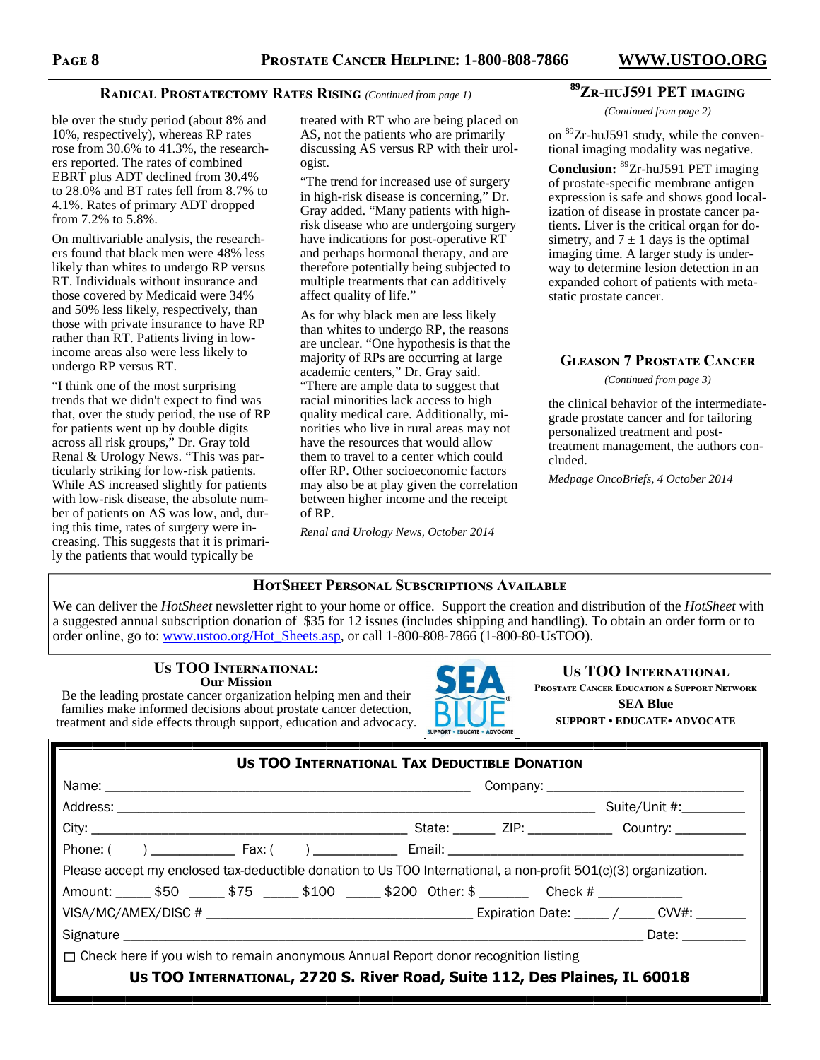## Radical Prostatectomy Rates Rising *(Continued from page 1)*

ble over the study period (about 8% and 10%, respectively), whereas RP rates rose from 30.6% to 41.3%, the researchers reported. The rates of combined EBRT plus ADT declined from 30.4% to 28.0% and BT rates fell from 8.7% to 4.1%. Rates of primary ADT dropped from 7.2% to 5.8%.

On multivariable analysis, the researchers found that black men were 48% less likely than whites to undergo RP versus RT. Individuals without insurance and those covered by Medicaid were 34% and 50% less likely, respectively, than those with private insurance to have RP rather than RT. Patients living in low-income areas also were less likely to undergo RP versus RT.

"I think one of the most surprising trends that we didn't expect to find was that, over the study period, the use of RP for patients went up by double digits across all risk groups," Dr. Gray told Renal & Urology News. "This was particularly striking for low-risk patients. While AS increased slightly for patients with low-risk disease, the absolute number of patients on AS was low, and, during this time, rates of surgery were increasing. This suggests that it is primarily the patients that would typically be treated with RT who are being placed on AS, not the patients who are primarily discussing AS versus RP with their urologist.

"The trend for increased use of surgery in high-risk disease is concerning," Dr. Gray added. "Many patients with high-risk disease who are undergoing surgery have indications for post-operative RT and perhaps hormonal therapy, and are therefore potentially being subjected to multiple treatments that can additively affect quality of life."

As for why black men are less likely than whites to undergo RP, the reasons are unclear. "One hypothesis is that the majority of RPs are occurring at large academic centers," Dr. Gray said. "There are ample data to suggest that racial minorities lack access to high quality medical care. Additionally, minorities who live in rural areas may not have the resources that would allow them to travel to a center which could offer RP. Other socioeconomic factors may also be at play given the correlation between higher income and the receipt of RP.

*Renal and Urology News, October 2014*

## $^{89}$Zr-huJ591 PET Imaging

*(Continued from page 2)*

on $^{89}$Zr-huJ591 study, while the conventional imaging modality was negative.

**Conclusion:** $^{89}$Zr-huJ591 PET imaging of prostate-specific membrane antigen expression is safe and shows good localization of disease in prostate cancer patients. Liver is the critical organ for dosimetry, and $7 \pm 1$ days is the optimal imaging time. A larger study is underway to determine lesion detection in an expanded cohort of patients with metastatic prostate cancer.

## Gleason 7 Prostate Cancer

*(Continued from page 3)*

the clinical behavior of the intermediate-grade prostate cancer and for tailoring personalized treatment and post-treatment management, the authors concluded.

*Medpage OncoBriefs, 4 October 2014*

## HotSheet Personal Subscriptions Available

We can deliver the *HotSheet* newsletter right to your home or office. Support the creation and distribution of the *HotSheet* with a suggested annual subscription donation of $35 for 12 issues (includes shipping and handling). To obtain an order form or to order online, go to: www.ustoo.org/Hot_Sheets.asp, or call 1-800-808-7866 (1-800-80-UsTOO).

**Us TOO International:**
**Our Mission**
Be the leading prostate cancer organization helping men and their families make informed decisions about prostate cancer detection, treatment and side effects through support, education and advocacy.

**Us TOO International**
**Prostate Cancer Education & Support Network**
**SEA Blue**
**SUPPORT • EDUCATE• ADVOCATE**

## Us TOO International Tax Deductible Donation

Name: ____________________ Company: ____________________

Address: ____________________ Suite/Unit #:_________

City: ____________________ State: ______ ZIP: ____________ Country: __________

Phone: (    ) ____________ Fax: (    ) ____________ Email: ____________________

Please accept my enclosed tax-deductible donation to Us TOO International, a non-profit 501(c)(3) organization.

Amount: _____ $50 _____ $75 _____ $100 _____ $200 Other: $ _______ Check # ____________

VISA/MC/AMEX/DISC # ____________________ Expiration Date: _____ /_____ CVV#: _______

Signature ____________________ Date: _________

☐ Check here if you wish to remain anonymous Annual Report donor recognition listing

**Us TOO International, 2720 S. River Road, Suite 112, Des Plaines, IL 60018**